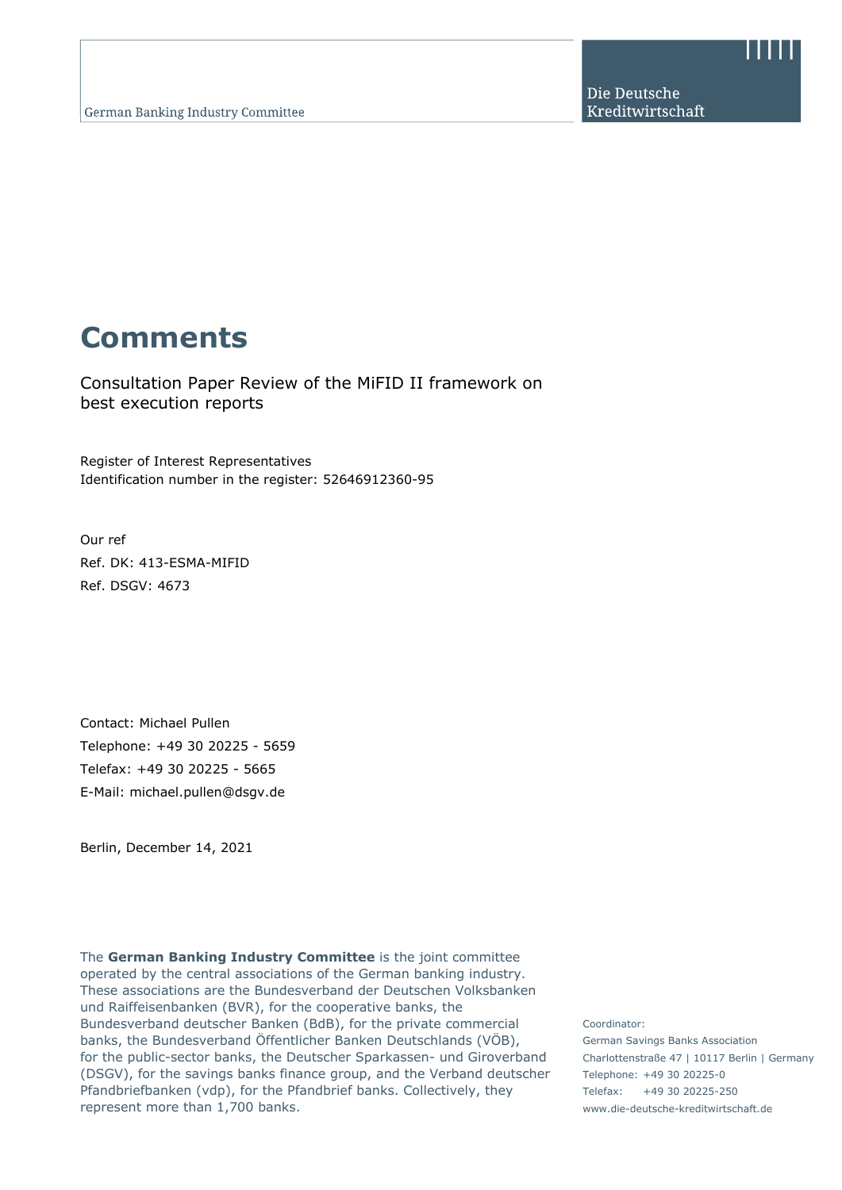German Banking Industry Committee

Die Deutsche Kreditwirtschaft

# Comments

Consultation Paper Review of the MiFID II framework on best execution reports

Register of Interest Representatives
Identification number in the register: 52646912360-95

Our ref
Ref. DK: 413-ESMA-MIFID
Ref. DSGV: 4673

Contact: Michael Pullen
Telephone: +49 30 20225 - 5659
Telefax: +49 30 20225 - 5665
E-Mail: michael.pullen@dsgv.de

Berlin, December 14, 2021

The **German Banking Industry Committee** is the joint committee operated by the central associations of the German banking industry. These associations are the Bundesverband der Deutschen Volksbanken und Raiffeisenbanken (BVR), for the cooperative banks, the Bundesverband deutscher Banken (BdB), for the private commercial banks, the Bundesverband Öffentlicher Banken Deutschlands (VÖB), for the public-sector banks, the Deutscher Sparkassen- und Giroverband (DSGV), for the savings banks finance group, and the Verband deutscher Pfandbriefbanken (vdp), for the Pfandbrief banks. Collectively, they represent more than 1,700 banks.

Coordinator:
German Savings Banks Association
Charlottenstraße 47 | 10117 Berlin | Germany
Telephone: +49 30 20225-0
Telefax: +49 30 20225-250
www.die-deutsche-kreditwirtschaft.de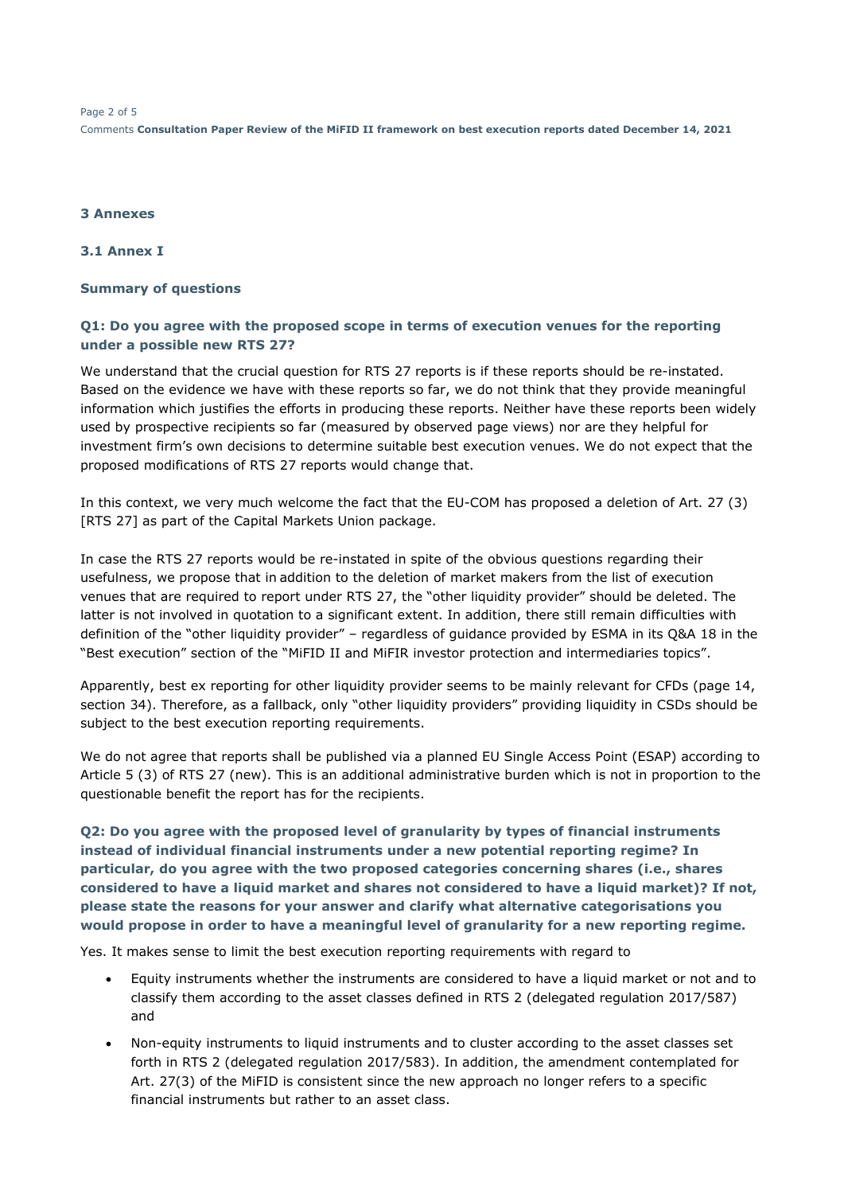### 3 Annexes

### 3.1 Annex I

**Summary of questions**

**Q1: Do you agree with the proposed scope in terms of execution venues for the reporting under a possible new RTS 27?**

We understand that the crucial question for RTS 27 reports is if these reports should be re-instated. Based on the evidence we have with these reports so far, we do not think that they provide meaningful information which justifies the efforts in producing these reports. Neither have these reports been widely used by prospective recipients so far (measured by observed page views) nor are they helpful for investment firm's own decisions to determine suitable best execution venues. We do not expect that the proposed modifications of RTS 27 reports would change that.

In this context, we very much welcome the fact that the EU-COM has proposed a deletion of Art. 27 (3) [RTS 27] as part of the Capital Markets Union package.

In case the RTS 27 reports would be re-instated in spite of the obvious questions regarding their usefulness, we propose that in addition to the deletion of market makers from the list of execution venues that are required to report under RTS 27, the "other liquidity provider" should be deleted. The latter is not involved in quotation to a significant extent. In addition, there still remain difficulties with definition of the "other liquidity provider" – regardless of guidance provided by ESMA in its Q&A 18 in the "Best execution" section of the "MiFID II and MiFIR investor protection and intermediaries topics".

Apparently, best ex reporting for other liquidity provider seems to be mainly relevant for CFDs (page 14, section 34). Therefore, as a fallback, only "other liquidity providers" providing liquidity in CSDs should be subject to the best execution reporting requirements.

We do not agree that reports shall be published via a planned EU Single Access Point (ESAP) according to Article 5 (3) of RTS 27 (new). This is an additional administrative burden which is not in proportion to the questionable benefit the report has for the recipients.

**Q2: Do you agree with the proposed level of granularity by types of financial instruments instead of individual financial instruments under a new potential reporting regime? In particular, do you agree with the two proposed categories concerning shares (i.e., shares considered to have a liquid market and shares not considered to have a liquid market)? If not, please state the reasons for your answer and clarify what alternative categorisations you would propose in order to have a meaningful level of granularity for a new reporting regime.**

Yes. It makes sense to limit the best execution reporting requirements with regard to

- Equity instruments whether the instruments are considered to have a liquid market or not and to classify them according to the asset classes defined in RTS 2 (delegated regulation 2017/587) and
- Non-equity instruments to liquid instruments and to cluster according to the asset classes set forth in RTS 2 (delegated regulation 2017/583). In addition, the amendment contemplated for Art. 27(3) of the MiFID is consistent since the new approach no longer refers to a specific financial instruments but rather to an asset class.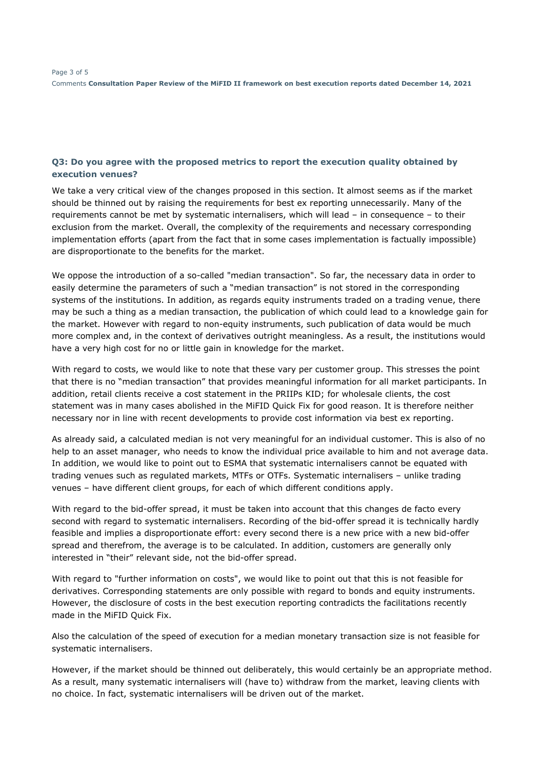### Q3: Do you agree with the proposed metrics to report the execution quality obtained by execution venues?

We take a very critical view of the changes proposed in this section. It almost seems as if the market should be thinned out by raising the requirements for best ex reporting unnecessarily. Many of the requirements cannot be met by systematic internalisers, which will lead – in consequence – to their exclusion from the market. Overall, the complexity of the requirements and necessary corresponding implementation efforts (apart from the fact that in some cases implementation is factually impossible) are disproportionate to the benefits for the market.

We oppose the introduction of a so-called "median transaction". So far, the necessary data in order to easily determine the parameters of such a "median transaction" is not stored in the corresponding systems of the institutions. In addition, as regards equity instruments traded on a trading venue, there may be such a thing as a median transaction, the publication of which could lead to a knowledge gain for the market. However with regard to non-equity instruments, such publication of data would be much more complex and, in the context of derivatives outright meaningless. As a result, the institutions would have a very high cost for no or little gain in knowledge for the market.

With regard to costs, we would like to note that these vary per customer group. This stresses the point that there is no "median transaction" that provides meaningful information for all market participants. In addition, retail clients receive a cost statement in the PRIIPs KID; for wholesale clients, the cost statement was in many cases abolished in the MiFID Quick Fix for good reason. It is therefore neither necessary nor in line with recent developments to provide cost information via best ex reporting.

As already said, a calculated median is not very meaningful for an individual customer. This is also of no help to an asset manager, who needs to know the individual price available to him and not average data. In addition, we would like to point out to ESMA that systematic internalisers cannot be equated with trading venues such as regulated markets, MTFs or OTFs. Systematic internalisers – unlike trading venues – have different client groups, for each of which different conditions apply.

With regard to the bid-offer spread, it must be taken into account that this changes de facto every second with regard to systematic internalisers. Recording of the bid-offer spread it is technically hardly feasible and implies a disproportionate effort: every second there is a new price with a new bid-offer spread and therefrom, the average is to be calculated. In addition, customers are generally only interested in "their" relevant side, not the bid-offer spread.

With regard to "further information on costs", we would like to point out that this is not feasible for derivatives. Corresponding statements are only possible with regard to bonds and equity instruments. However, the disclosure of costs in the best execution reporting contradicts the facilitations recently made in the MiFID Quick Fix.

Also the calculation of the speed of execution for a median monetary transaction size is not feasible for systematic internalisers.

However, if the market should be thinned out deliberately, this would certainly be an appropriate method. As a result, many systematic internalisers will (have to) withdraw from the market, leaving clients with no choice. In fact, systematic internalisers will be driven out of the market.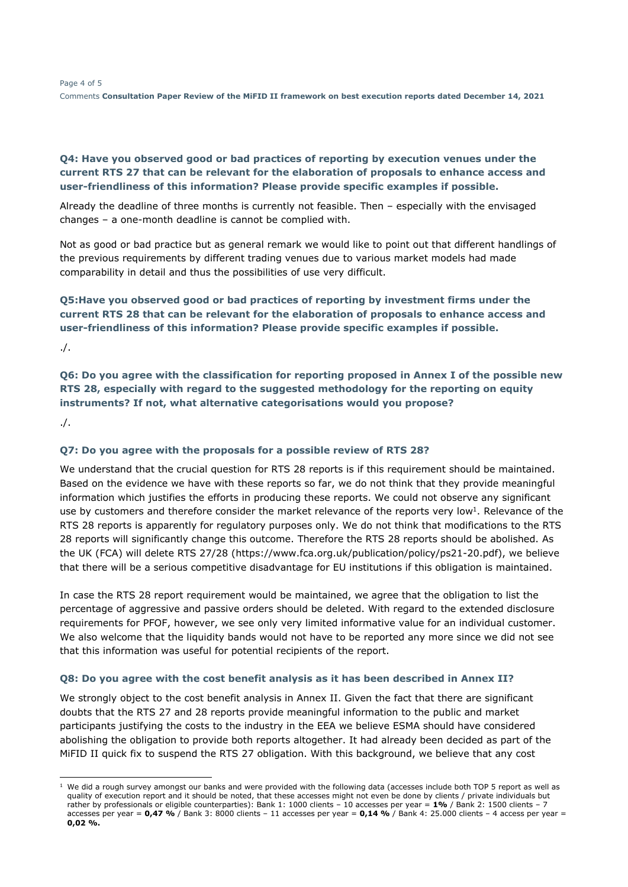**Q4: Have you observed good or bad practices of reporting by execution venues under the current RTS 27 that can be relevant for the elaboration of proposals to enhance access and user-friendliness of this information? Please provide specific examples if possible.**

Already the deadline of three months is currently not feasible. Then – especially with the envisaged changes – a one-month deadline is cannot be complied with.

Not as good or bad practice but as general remark we would like to point out that different handlings of the previous requirements by different trading venues due to various market models had made comparability in detail and thus the possibilities of use very difficult.

**Q5:Have you observed good or bad practices of reporting by investment firms under the current RTS 28 that can be relevant for the elaboration of proposals to enhance access and user-friendliness of this information? Please provide specific examples if possible.**

./.

**Q6: Do you agree with the classification for reporting proposed in Annex I of the possible new RTS 28, especially with regard to the suggested methodology for the reporting on equity instruments? If not, what alternative categorisations would you propose?**

./.

**Q7: Do you agree with the proposals for a possible review of RTS 28?**

We understand that the crucial question for RTS 28 reports is if this requirement should be maintained. Based on the evidence we have with these reports so far, we do not think that they provide meaningful information which justifies the efforts in producing these reports. We could not observe any significant use by customers and therefore consider the market relevance of the reports very low[1]. Relevance of the RTS 28 reports is apparently for regulatory purposes only. We do not think that modifications to the RTS 28 reports will significantly change this outcome. Therefore the RTS 28 reports should be abolished. As the UK (FCA) will delete RTS 27/28 (https://www.fca.org.uk/publication/policy/ps21-20.pdf), we believe that there will be a serious competitive disadvantage for EU institutions if this obligation is maintained.

In case the RTS 28 report requirement would be maintained, we agree that the obligation to list the percentage of aggressive and passive orders should be deleted. With regard to the extended disclosure requirements for PFOF, however, we see only very limited informative value for an individual customer. We also welcome that the liquidity bands would not have to be reported any more since we did not see that this information was useful for potential recipients of the report.

**Q8: Do you agree with the cost benefit analysis as it has been described in Annex II?**

We strongly object to the cost benefit analysis in Annex II. Given the fact that there are significant doubts that the RTS 27 and 28 reports provide meaningful information to the public and market participants justifying the costs to the industry in the EEA we believe ESMA should have considered abolishing the obligation to provide both reports altogether. It had already been decided as part of the MiFID II quick fix to suspend the RTS 27 obligation. With this background, we believe that any cost

---

[1] We did a rough survey amongst our banks and were provided with the following data (accesses include both TOP 5 report as well as quality of execution report and it should be noted, that these accesses might not even be done by clients / private individuals but rather by professionals or eligible counterparties): Bank 1: 1000 clients – 10 accesses per year = **1%** / Bank 2: 1500 clients – 7 accesses per year = **0,47 %** / Bank 3: 8000 clients – 11 accesses per year = **0,14 %** / Bank 4: 25.000 clients – 4 access per year = **0,02 %.**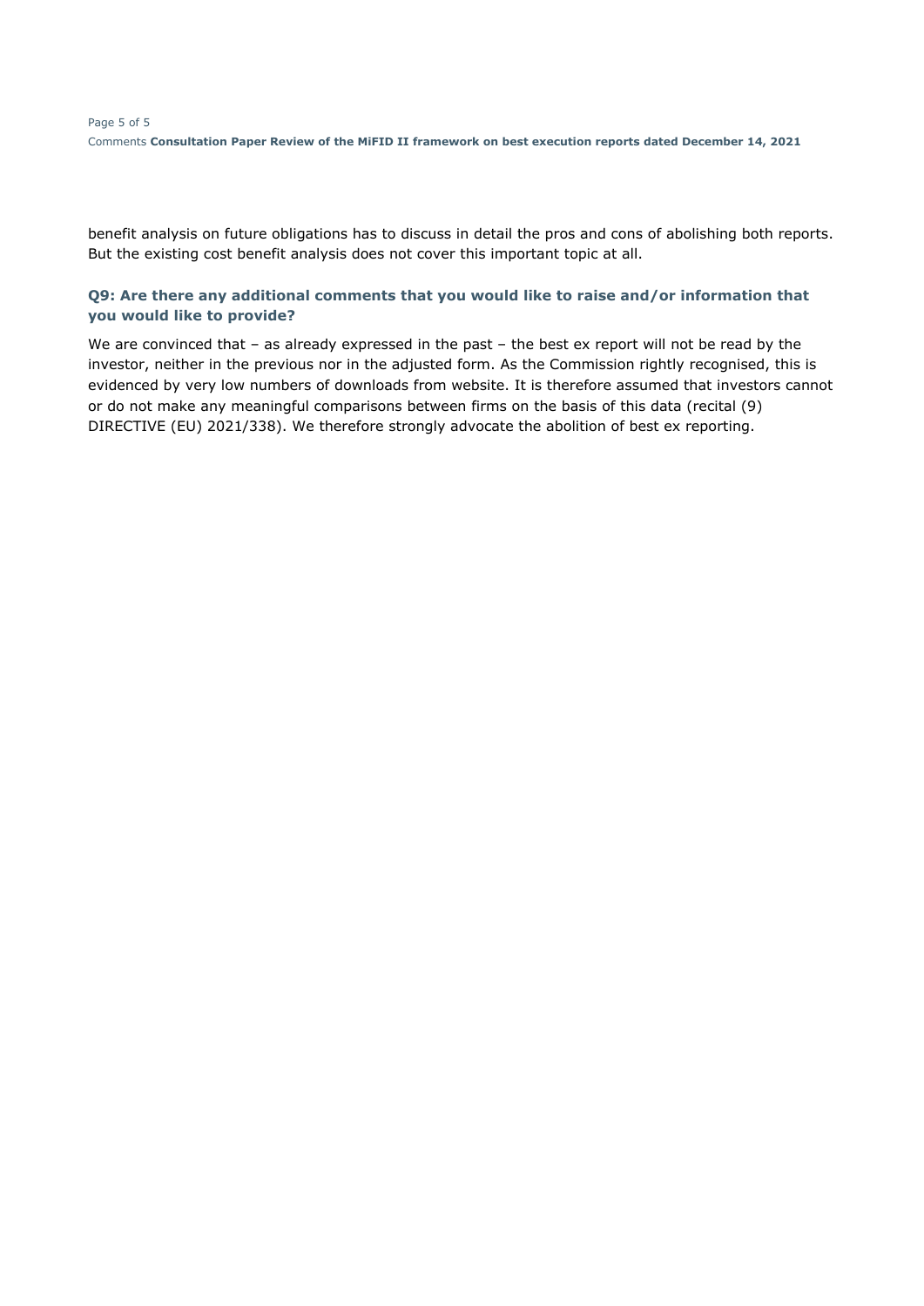benefit analysis on future obligations has to discuss in detail the pros and cons of abolishing both reports. But the existing cost benefit analysis does not cover this important topic at all.

### Q9: Are there any additional comments that you would like to raise and/or information that you would like to provide?

We are convinced that – as already expressed in the past – the best ex report will not be read by the investor, neither in the previous nor in the adjusted form. As the Commission rightly recognised, this is evidenced by very low numbers of downloads from website. It is therefore assumed that investors cannot or do not make any meaningful comparisons between firms on the basis of this data (recital (9) DIRECTIVE (EU) 2021/338). We therefore strongly advocate the abolition of best ex reporting.